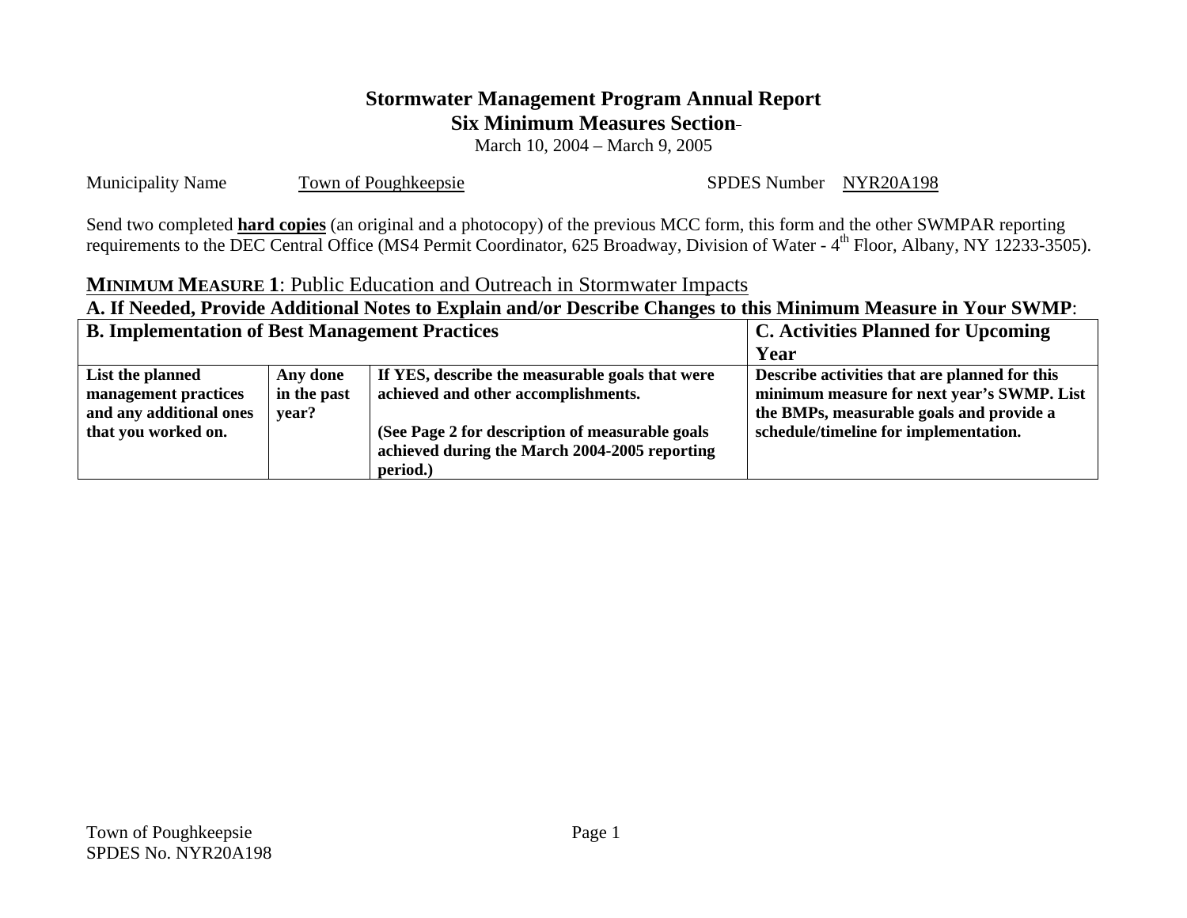# Stormwater Management Program Annual Report
## Six Minimum Measures Section

March 10, 2004 – March 9, 2005

Municipality Name Town of Poughkeepsie SPDES Number NYR20A198

Send two completed **hard copies** (an original and a photocopy) of the previous MCC form, this form and the other SWMPAR reporting requirements to the DEC Central Office (MS4 Permit Coordinator, 625 Broadway, Division of Water - 4th Floor, Albany, NY 12233-3505).

## MINIMUM MEASURE 1: Public Education and Outreach in Stormwater Impacts

**A. If Needed, Provide Additional Notes to Explain and/or Describe Changes to this Minimum Measure in Your SWMP:**

| **B. Implementation of Best Management Practices** | | | **C. Activities Planned for Upcoming Year** |
|---|---|---|---|
| **List the planned management practices and any additional ones that you worked on.** | **Any done in the past year?** | **If YES, describe the measurable goals that were achieved and other accomplishments.**<br><br>**(See Page 2 for description of measurable goals achieved during the March 2004-2005 reporting period.)** | **Describe activities that are planned for this minimum measure for next year's SWMP. List the BMPs, measurable goals and provide a schedule/timeline for implementation.** |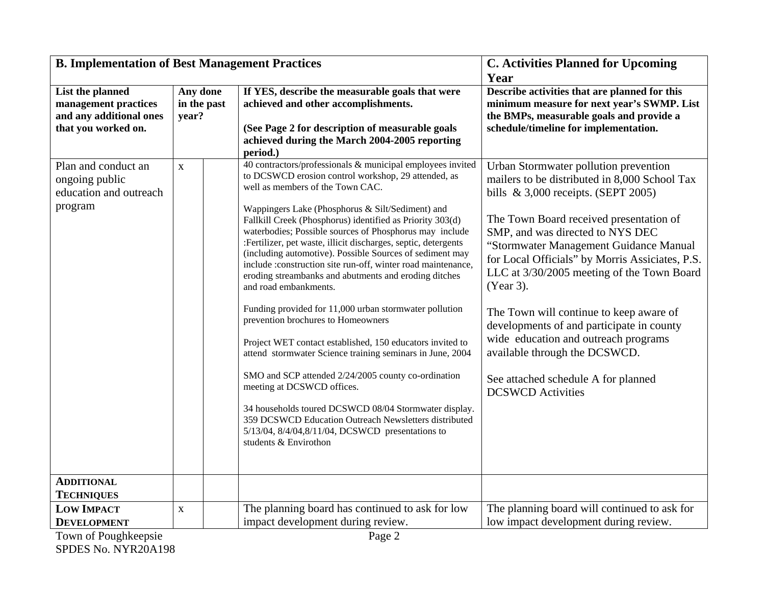| B. Implementation of Best Management Practices | | | | C. Activities Planned for Upcoming Year |
|---|---|---|---|---|
| **List the planned management practices and any additional ones that you worked on.** | **Any done in the past year?** | | **If YES, describe the measurable goals that were achieved and other accomplishments.**<br><br>**(See Page 2 for description of measurable goals achieved during the March 2004-2005 reporting period.)** | **Describe activities that are planned for this minimum measure for next year's SWMP. List the BMPs, measurable goals and provide a schedule/timeline for implementation.** |
| Plan and conduct an ongoing public education and outreach program | x | | 40 contractors/professionals & municipal employees invited to DCSWCD erosion control workshop, 29 attended, as well as members of the Town CAC.<br><br>Wappingers Lake (Phosphorus & Silt/Sediment) and Fallkill Creek (Phosphorus) identified as Priority 303(d) waterbodies; Possible sources of Phosphorus may include :Fertilizer, pet waste, illicit discharges, septic, detergents (including automotive). Possible Sources of sediment may include :construction site run-off, winter road maintenance, eroding streambanks and abutments and eroding ditches and road embankments.<br><br>Funding provided for 11,000 urban stormwater pollution prevention brochures to Homeowners<br><br>Project WET contact established, 150 educators invited to attend stormwater Science training seminars in June, 2004<br><br>SMO and SCP attended 2/24/2005 county co-ordination meeting at DCSWCD offices.<br><br>34 households toured DCSWCD 08/04 Stormwater display. 359 DCSWCD Education Outreach Newsletters distributed 5/13/04, 8/4/04,8/11/04, DCSWCD presentations to students & Envirothon | Urban Stormwater pollution prevention mailers to be distributed in 8,000 School Tax bills & 3,000 receipts. (SEPT 2005)<br><br>The Town Board received presentation of SMP, and was directed to NYS DEC "Stormwater Management Guidance Manual for Local Officials" by Morris Assiciates, P.S. LLC at 3/30/2005 meeting of the Town Board (Year 3).<br><br>The Town will continue to keep aware of developments of and participate in county wide education and outreach programs available through the DCSWCD.<br><br>See attached schedule A for planned DCSWCD Activities |
| **ADDITIONAL TECHNIQUES** | | | | |
| **LOW IMPACT DEVELOPMENT** | x | | The planning board has continued to ask for low impact development during review. | The planning board will continued to ask for low impact development during review. |

Town of Poughkeepsie
SPDES No. NYR20A198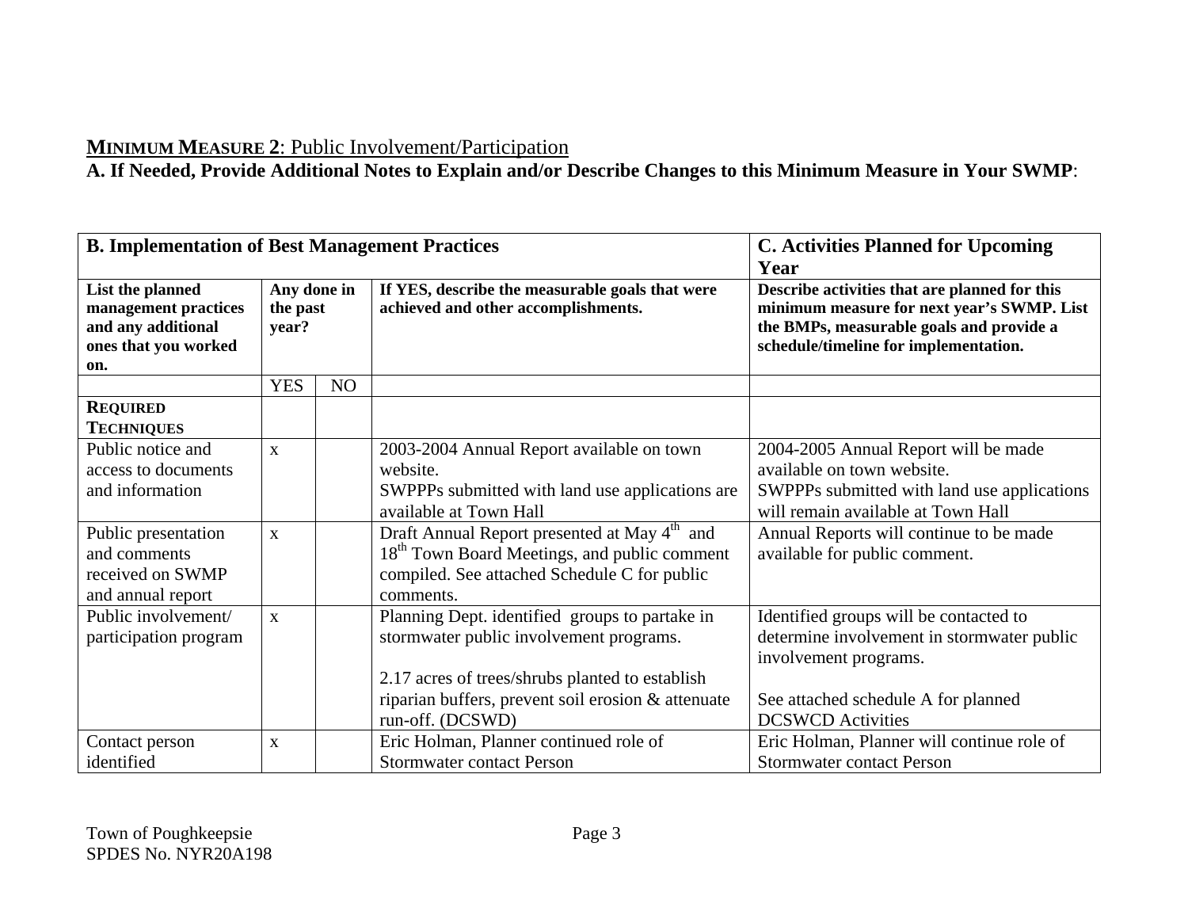**MINIMUM MEASURE 2**: Public Involvement/Participation

**A. If Needed, Provide Additional Notes to Explain and/or Describe Changes to this Minimum Measure in Your SWMP**:

| **B. Implementation of Best Management Practices** | | | | **C. Activities Planned for Upcoming Year** |
|---|---|---|---|---|
| **List the planned management practices and any additional ones that you worked on.** | **Any done in the past year?** | | **If YES, describe the measurable goals that were achieved and other accomplishments.** | **Describe activities that are planned for this minimum measure for next year's SWMP. List the BMPs, measurable goals and provide a schedule/timeline for implementation.** |
| | YES | NO | | |
| **REQUIRED TECHNIQUES** | | | | |
| Public notice and access to documents and information | x | | 2003-2004 Annual Report available on town website.<br>SWPPPs submitted with land use applications are available at Town Hall | 2004-2005 Annual Report will be made available on town website.<br>SWPPPs submitted with land use applications will remain available at Town Hall |
| Public presentation and comments received on SWMP and annual report | x | | Draft Annual Report presented at May 4th and 18th Town Board Meetings, and public comment compiled. See attached Schedule C for public comments. | Annual Reports will continue to be made available for public comment. |
| Public involvement/ participation program | x | | Planning Dept. identified groups to partake in stormwater public involvement programs.<br><br>2.17 acres of trees/shrubs planted to establish riparian buffers, prevent soil erosion & attenuate run-off. (DCSWD) | Identified groups will be contacted to determine involvement in stormwater public involvement programs.<br><br>See attached schedule A for planned DCSWCD Activities |
| Contact person identified | x | | Eric Holman, Planner continued role of Stormwater contact Person | Eric Holman, Planner will continue role of Stormwater contact Person |

Town of Poughkeepsie
SPDES No. NYR20A198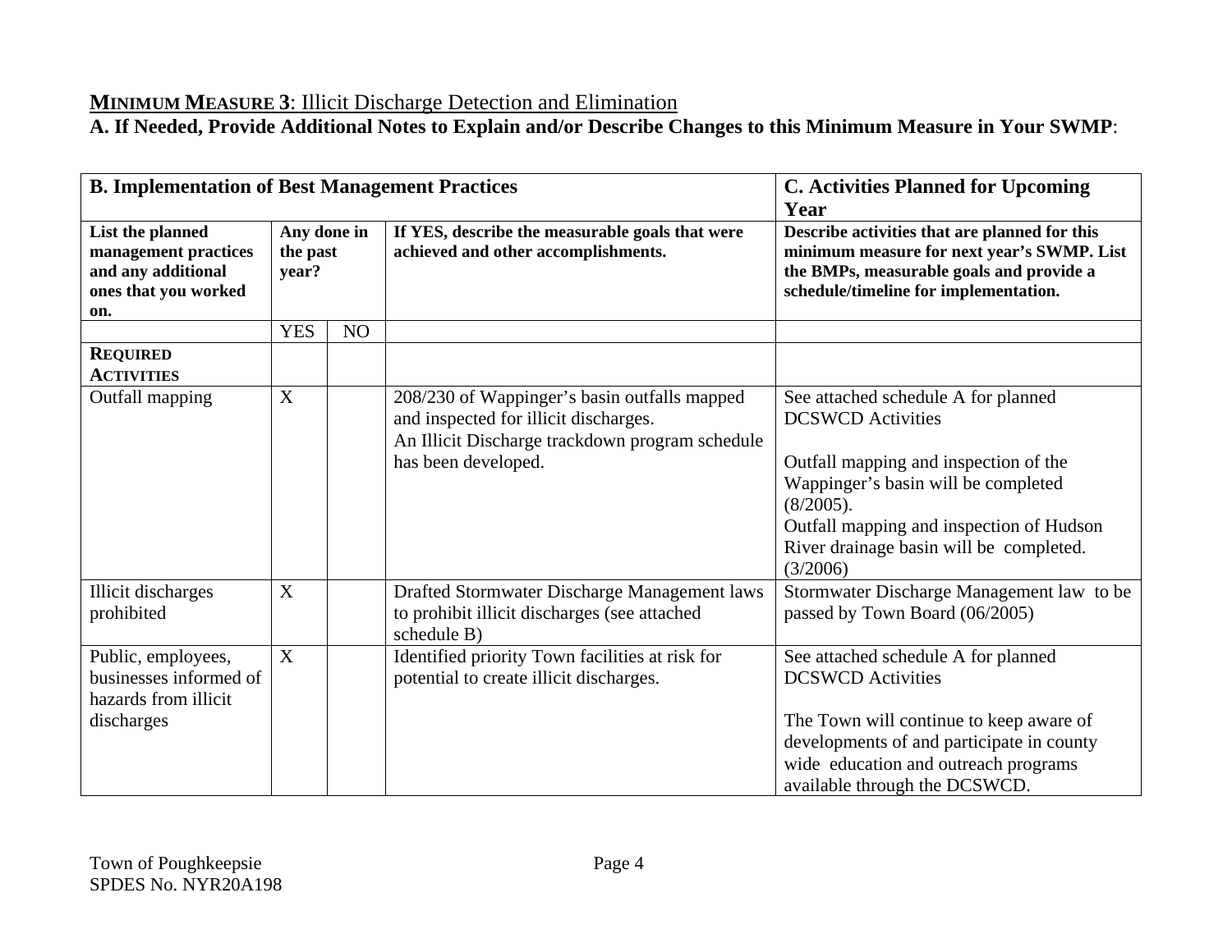## **MINIMUM MEASURE 3**: Illicit Discharge Detection and Elimination

**A. If Needed, Provide Additional Notes to Explain and/or Describe Changes to this Minimum Measure in Your SWMP**:

| **B. Implementation of Best Management Practices** | | | | **C. Activities Planned for Upcoming Year** |
|---|---|---|---|---|
| **List the planned management practices and any additional ones that you worked on.** | **Any done in the past year?** | | **If YES, describe the measurable goals that were achieved and other accomplishments.** | **Describe activities that are planned for this minimum measure for next year's SWMP. List the BMPs, measurable goals and provide a schedule/timeline for implementation.** |
| | YES | NO | | |
| **REQUIRED ACTIVITIES** | | | | |
| Outfall mapping | X | | 208/230 of Wappinger's basin outfalls mapped and inspected for illicit discharges.<br>An Illicit Discharge trackdown program schedule has been developed. | See attached schedule A for planned DCSWCD Activities<br><br>Outfall mapping and inspection of the Wappinger's basin will be completed (8/2005).<br>Outfall mapping and inspection of Hudson River drainage basin will be completed. (3/2006) |
| Illicit discharges prohibited | X | | Drafted Stormwater Discharge Management laws to prohibit illicit discharges (see attached schedule B) | Stormwater Discharge Management law to be passed by Town Board (06/2005) |
| Public, employees, businesses informed of hazards from illicit discharges | X | | Identified priority Town facilities at risk for potential to create illicit discharges. | See attached schedule A for planned DCSWCD Activities<br><br>The Town will continue to keep aware of developments of and participate in county wide education and outreach programs available through the DCSWCD. |

Town of Poughkeepsie
SPDES No. NYR20A198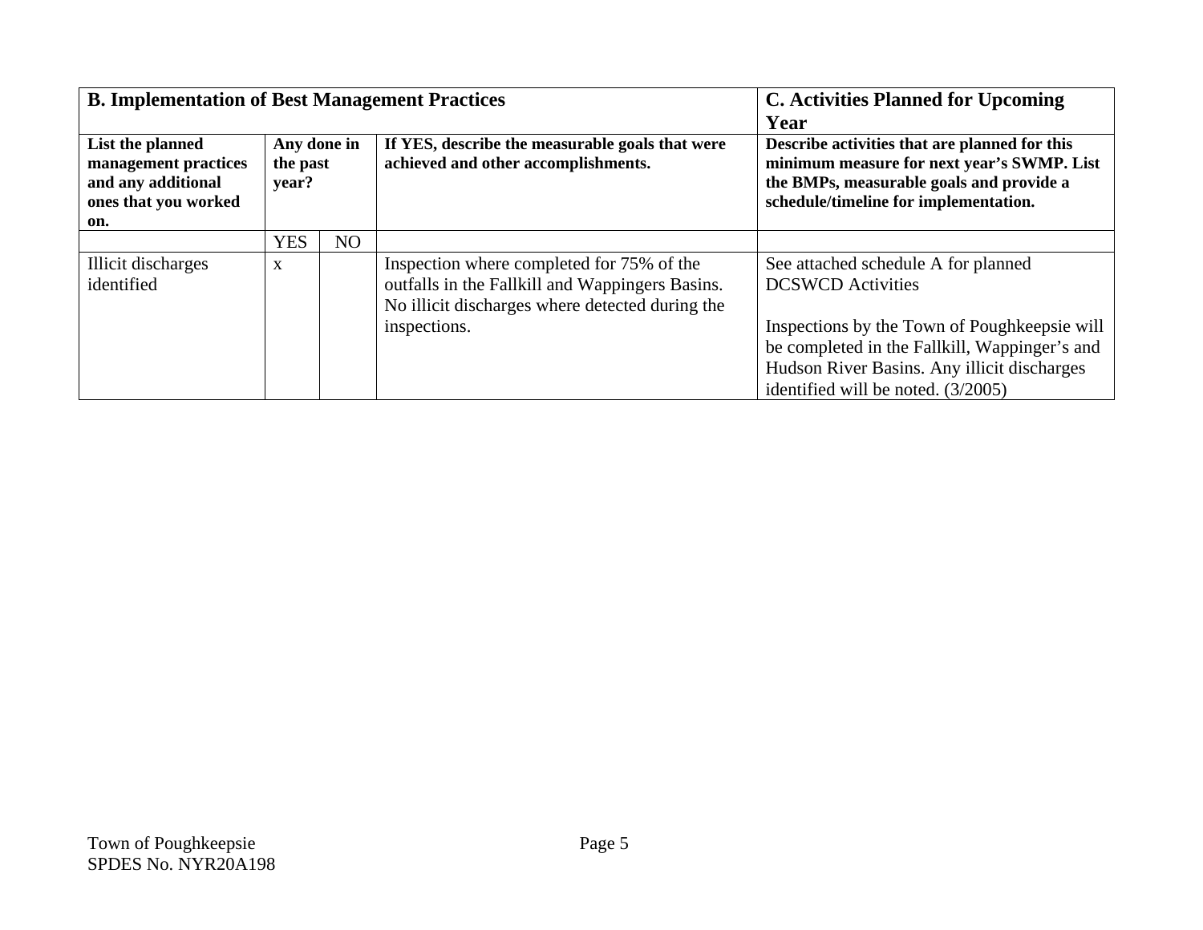| B. Implementation of Best Management Practices | | | | C. Activities Planned for Upcoming Year |
|---|---|---|---|---|
| **List the planned management practices and any additional ones that you worked on.** | **Any done in the past year?** | | **If YES, describe the measurable goals that were achieved and other accomplishments.** | **Describe activities that are planned for this minimum measure for next year's SWMP. List the BMPs, measurable goals and provide a schedule/timeline for implementation.** |
| | YES | NO | | |
| Illicit discharges identified | x | | Inspection where completed for 75% of the outfalls in the Fallkill and Wappingers Basins. No illicit discharges where detected during the inspections. | See attached schedule A for planned DCSWCD Activities<br><br>Inspections by the Town of Poughkeepsie will be completed in the Fallkill, Wappinger's and Hudson River Basins. Any illicit discharges identified will be noted. (3/2005) |

Town of Poughkeepsie
SPDES No. NYR20A198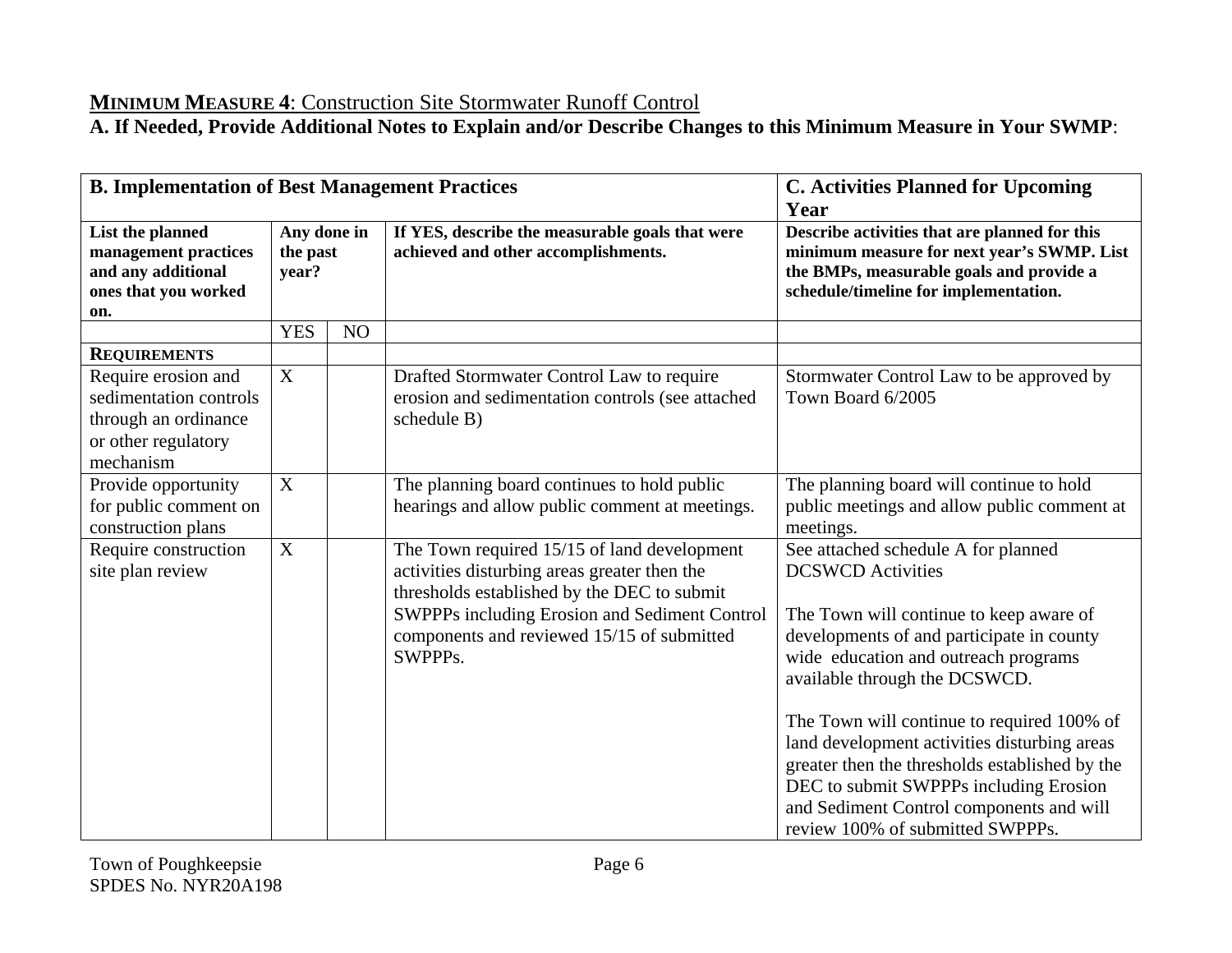**MINIMUM MEASURE 4**: Construction Site Stormwater Runoff Control

**A. If Needed, Provide Additional Notes to Explain and/or Describe Changes to this Minimum Measure in Your SWMP**:

| **B. Implementation of Best Management Practices** | | | | **C. Activities Planned for Upcoming Year** |
|---|---|---|---|---|
| **List the planned management practices and any additional ones that you worked on.** | **Any done in the past year?** | | **If YES, describe the measurable goals that were achieved and other accomplishments.** | **Describe activities that are planned for this minimum measure for next year's SWMP. List the BMPs, measurable goals and provide a schedule/timeline for implementation.** |
| | YES | NO | | |
| **REQUIREMENTS** | | | | |
| Require erosion and sedimentation controls through an ordinance or other regulatory mechanism | X | | Drafted Stormwater Control Law to require erosion and sedimentation controls (see attached schedule B) | Stormwater Control Law to be approved by Town Board 6/2005 |
| Provide opportunity for public comment on construction plans | X | | The planning board continues to hold public hearings and allow public comment at meetings. | The planning board will continue to hold public meetings and allow public comment at meetings. |
| Require construction site plan review | X | | The Town required 15/15 of land development activities disturbing areas greater then the thresholds established by the DEC to submit SWPPPs including Erosion and Sediment Control components and reviewed 15/15 of submitted SWPPPs. | See attached schedule A for planned DCSWCD Activities<br><br>The Town will continue to keep aware of developments of and participate in county wide education and outreach programs available through the DCSWCD.<br><br>The Town will continue to required 100% of land development activities disturbing areas greater then the thresholds established by the DEC to submit SWPPPs including Erosion and Sediment Control components and will review 100% of submitted SWPPPs. |

Town of Poughkeepsie
SPDES No. NYR20A198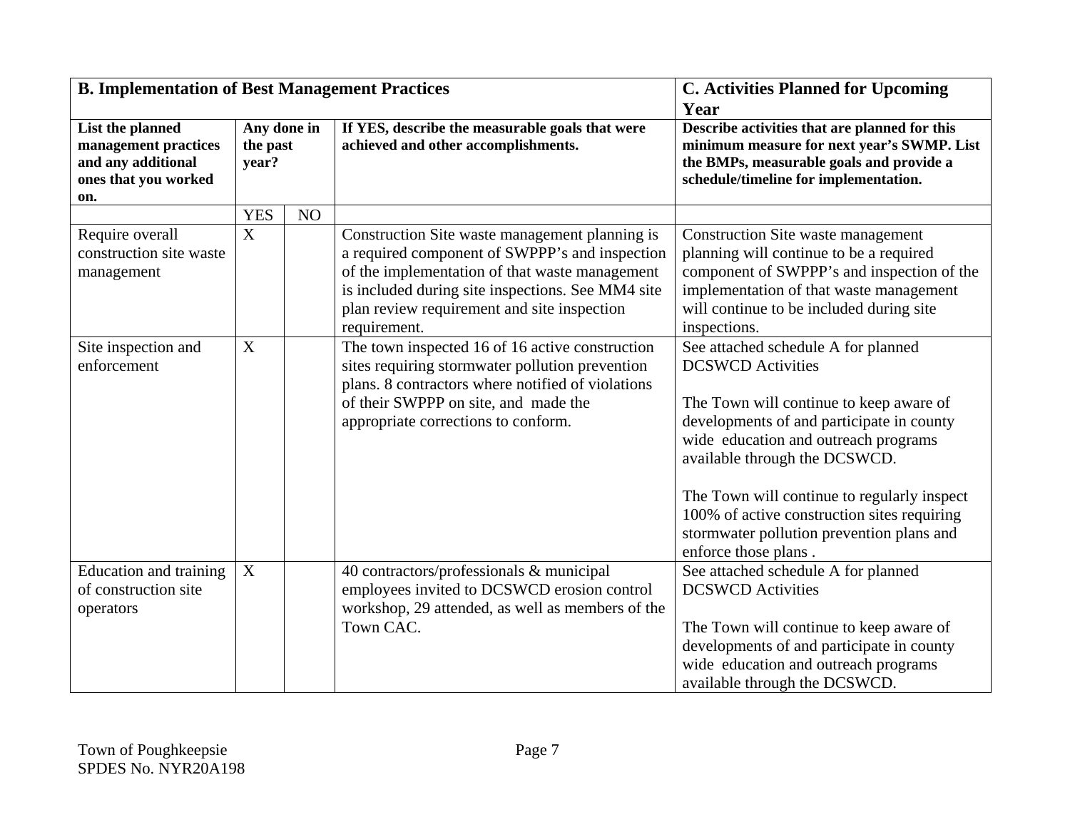| B. Implementation of Best Management Practices | | | | C. Activities Planned for Upcoming Year |
|---|---|---|---|---|
| **List the planned management practices and any additional ones that you worked on.** | **Any done in the past year?** | | **If YES, describe the measurable goals that were achieved and other accomplishments.** | **Describe activities that are planned for this minimum measure for next year's SWMP. List the BMPs, measurable goals and provide a schedule/timeline for implementation.** |
| | YES | NO | | |
| Require overall construction site waste management | X | | Construction Site waste management planning is a required component of SWPPP's and inspection of the implementation of that waste management is included during site inspections. See MM4 site plan review requirement and site inspection requirement. | Construction Site waste management planning will continue to be a required component of SWPPP's and inspection of the implementation of that waste management will continue to be included during site inspections. |
| Site inspection and enforcement | X | | The town inspected 16 of 16 active construction sites requiring stormwater pollution prevention plans. 8 contractors where notified of violations of their SWPPP on site, and made the appropriate corrections to conform. | See attached schedule A for planned DCSWCD Activities<br><br>The Town will continue to keep aware of developments of and participate in county wide education and outreach programs available through the DCSWCD.<br><br>The Town will continue to regularly inspect 100% of active construction sites requiring stormwater pollution prevention plans and enforce those plans . |
| Education and training of construction site operators | X | | 40 contractors/professionals & municipal employees invited to DCSWCD erosion control workshop, 29 attended, as well as members of the Town CAC. | See attached schedule A for planned DCSWCD Activities<br><br>The Town will continue to keep aware of developments of and participate in county wide education and outreach programs available through the DCSWCD. |

Town of Poughkeepsie
SPDES No. NYR20A198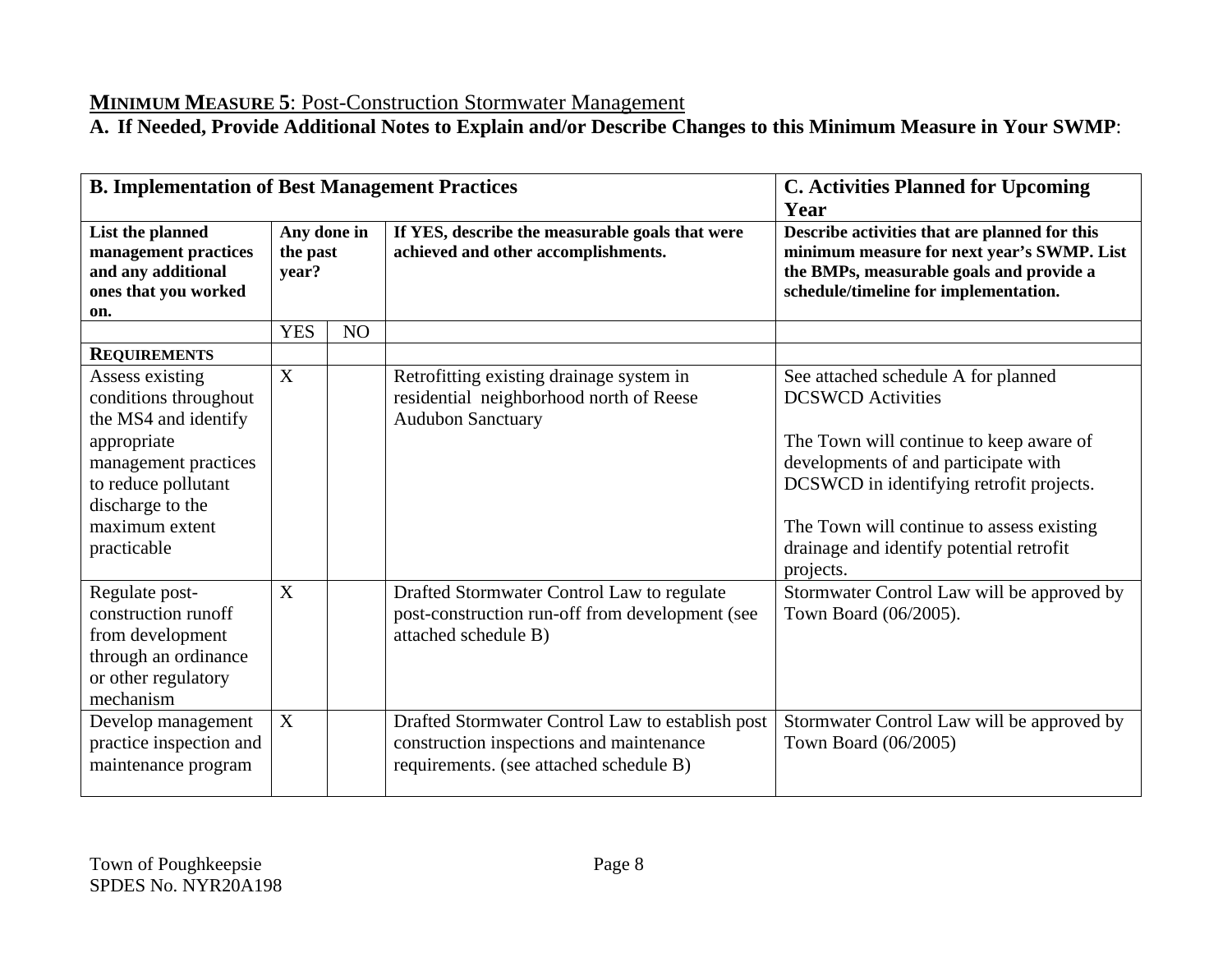**MINIMUM MEASURE 5**: Post-Construction Stormwater Management

**A. If Needed, Provide Additional Notes to Explain and/or Describe Changes to this Minimum Measure in Your SWMP**:

| **B. Implementation of Best Management Practices** | | | | **C. Activities Planned for Upcoming Year** |
|---|---|---|---|---|
| **List the planned management practices and any additional ones that you worked on.** | **Any done in the past year?** | | **If YES, describe the measurable goals that were achieved and other accomplishments.** | **Describe activities that are planned for this minimum measure for next year's SWMP. List the BMPs, measurable goals and provide a schedule/timeline for implementation.** |
| | YES | NO | | |
| **REQUIREMENTS** | | | | |
| Assess existing conditions throughout the MS4 and identify appropriate management practices to reduce pollutant discharge to the maximum extent practicable | X | | Retrofitting existing drainage system in residential neighborhood north of Reese Audubon Sanctuary | See attached schedule A for planned DCSWCD Activities<br><br>The Town will continue to keep aware of developments of and participate with DCSWCD in identifying retrofit projects.<br><br>The Town will continue to assess existing drainage and identify potential retrofit projects. |
| Regulate post-construction runoff from development through an ordinance or other regulatory mechanism | X | | Drafted Stormwater Control Law to regulate post-construction run-off from development (see attached schedule B) | Stormwater Control Law will be approved by Town Board (06/2005). |
| Develop management practice inspection and maintenance program | X | | Drafted Stormwater Control Law to establish post construction inspections and maintenance requirements. (see attached schedule B) | Stormwater Control Law will be approved by Town Board (06/2005) |

Town of Poughkeepsie
SPDES No. NYR20A198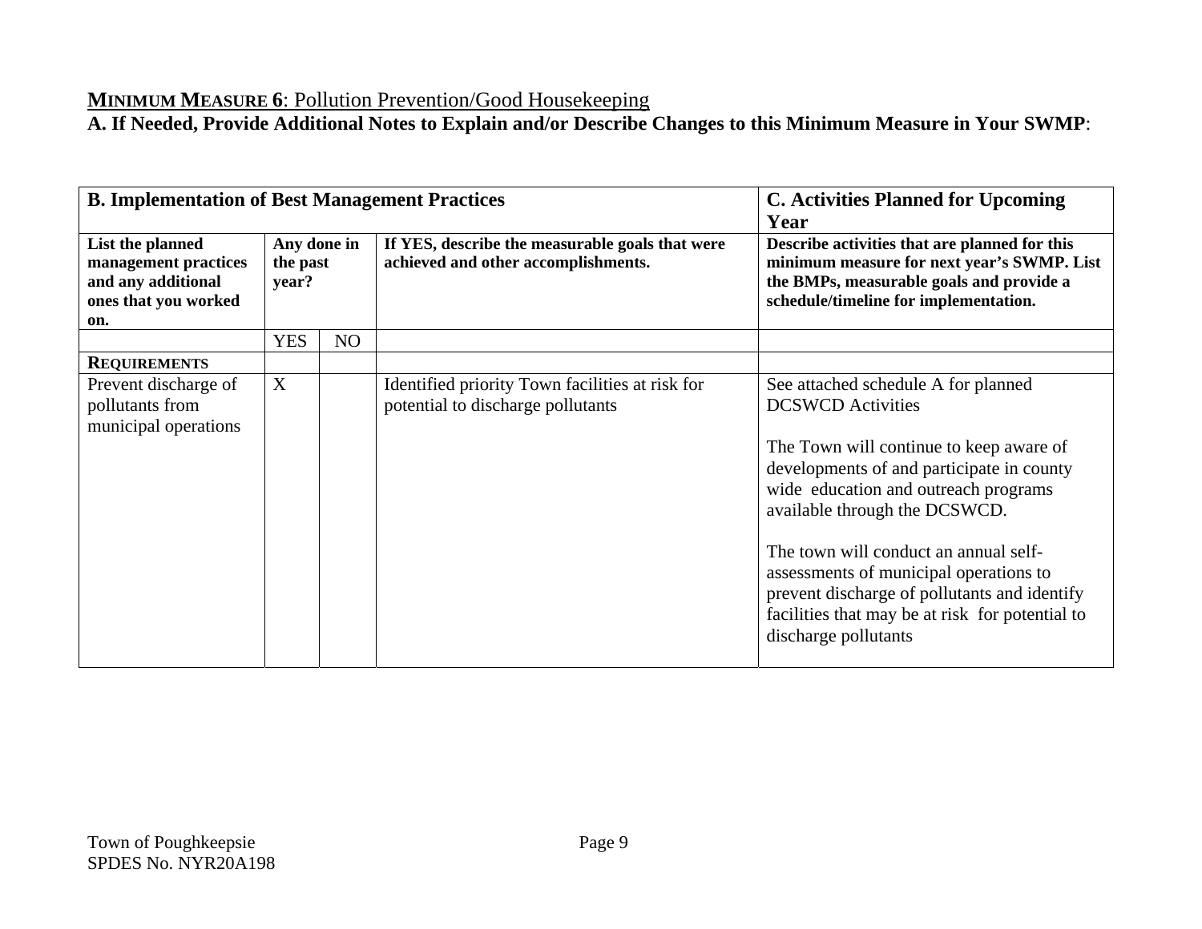**MINIMUM MEASURE 6**: Pollution Prevention/Good Housekeeping

**A. If Needed, Provide Additional Notes to Explain and/or Describe Changes to this Minimum Measure in Your SWMP**:

| **B. Implementation of Best Management Practices** | | | | **C. Activities Planned for Upcoming Year** |
|---|---|---|---|---|
| **List the planned management practices and any additional ones that you worked on.** | **Any done in the past year?** | | **If YES, describe the measurable goals that were achieved and other accomplishments.** | **Describe activities that are planned for this minimum measure for next year's SWMP. List the BMPs, measurable goals and provide a schedule/timeline for implementation.** |
| | YES | NO | | |
| **REQUIREMENTS** | | | | |
| Prevent discharge of pollutants from municipal operations | X | | Identified priority Town facilities at risk for potential to discharge pollutants | See attached schedule A for planned DCSWCD Activities<br><br>The Town will continue to keep aware of developments of and participate in county wide education and outreach programs available through the DCSWCD.<br><br>The town will conduct an annual self-assessments of municipal operations to prevent discharge of pollutants and identify facilities that may be at risk for potential to discharge pollutants |

Town of Poughkeepsie
SPDES No. NYR20A198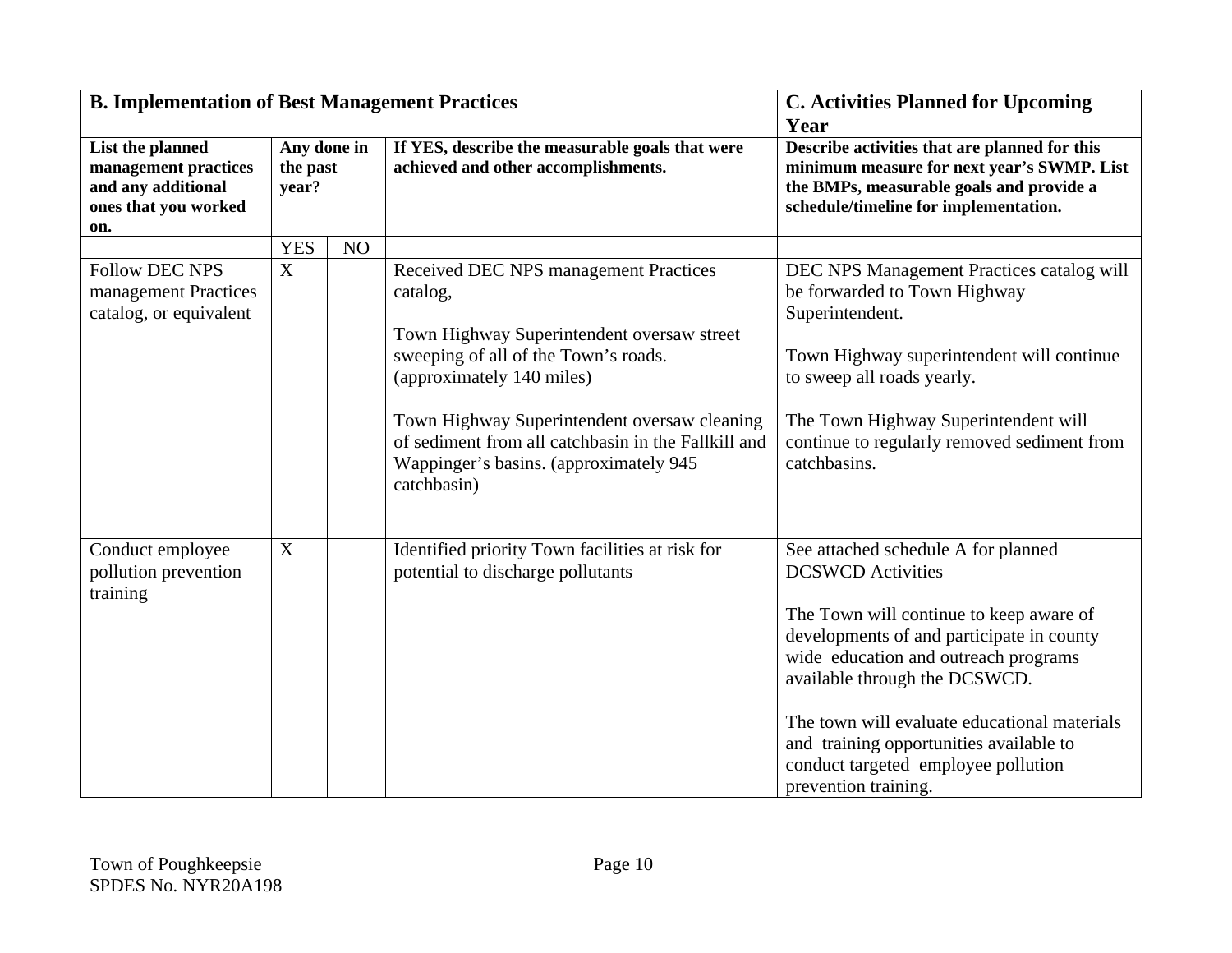| B. Implementation of Best Management Practices | | | | C. Activities Planned for Upcoming Year |
|---|---|---|---|---|
| **List the planned management practices and any additional ones that you worked on.** | **Any done in the past year?** | | **If YES, describe the measurable goals that were achieved and other accomplishments.** | **Describe activities that are planned for this minimum measure for next year's SWMP. List the BMPs, measurable goals and provide a schedule/timeline for implementation.** |
| | YES | NO | | |
| Follow DEC NPS management Practices catalog, or equivalent | X | | Received DEC NPS management Practices catalog,<br><br>Town Highway Superintendent oversaw street sweeping of all of the Town's roads. (approximately 140 miles)<br><br>Town Highway Superintendent oversaw cleaning of sediment from all catchbasin in the Fallkill and Wappinger's basins. (approximately 945 catchbasin) | DEC NPS Management Practices catalog will be forwarded to Town Highway Superintendent.<br><br>Town Highway superintendent will continue to sweep all roads yearly.<br><br>The Town Highway Superintendent will continue to regularly removed sediment from catchbasins. |
| Conduct employee pollution prevention training | X | | Identified priority Town facilities at risk for potential to discharge pollutants | See attached schedule A for planned DCSWCD Activities<br><br>The Town will continue to keep aware of developments of and participate in county wide education and outreach programs available through the DCSWCD.<br><br>The town will evaluate educational materials and training opportunities available to conduct targeted employee pollution prevention training. |

Town of Poughkeepsie
SPDES No. NYR20A198